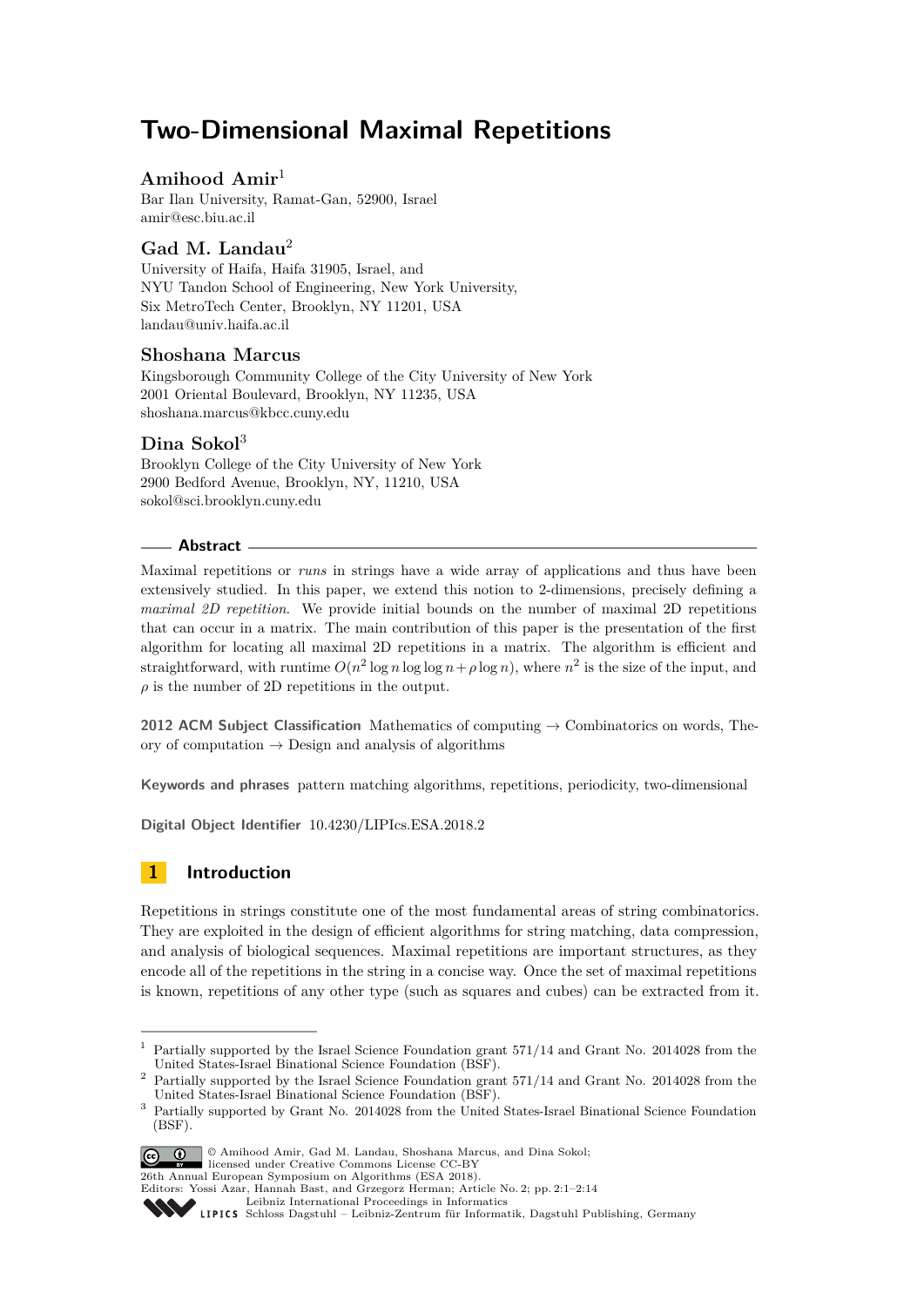# Two-Dimensional Maximal Repetitions

**Amihood Amir**[1]

Bar Ilan University, Ramat-Gan, 52900, Israel
amir@esc.biu.ac.il

**Gad M. Landau**[2]

University of Haifa, Haifa 31905, Israel, and
NYU Tandon School of Engineering, New York University,
Six MetroTech Center, Brooklyn, NY 11201, USA
landau@univ.haifa.ac.il

**Shoshana Marcus**

Kingsborough Community College of the City University of New York
2001 Oriental Boulevard, Brooklyn, NY 11235, USA
shoshana.marcus@kbcc.cuny.edu

**Dina Sokol**[3]

Brooklyn College of the City University of New York
2900 Bedford Avenue, Brooklyn, NY, 11210, USA
sokol@sci.brooklyn.cuny.edu

## Abstract

Maximal repetitions or *runs* in strings have a wide array of applications and thus have been extensively studied. In this paper, we extend this notion to 2-dimensions, precisely defining a *maximal 2D repetition*. We provide initial bounds on the number of maximal 2D repetitions that can occur in a matrix. The main contribution of this paper is the presentation of the first algorithm for locating all maximal 2D repetitions in a matrix. The algorithm is efficient and straightforward, with runtime $O(n^2 \log n \log \log n + \rho \log n)$, where $n^2$ is the size of the input, and $\rho$ is the number of 2D repetitions in the output.

**2012 ACM Subject Classification** Mathematics of computing → Combinatorics on words, Theory of computation → Design and analysis of algorithms

**Keywords and phrases** pattern matching algorithms, repetitions, periodicity, two-dimensional

**Digital Object Identifier** 10.4230/LIPIcs.ESA.2018.2

## 1 Introduction

Repetitions in strings constitute one of the most fundamental areas of string combinatorics. They are exploited in the design of efficient algorithms for string matching, data compression, and analysis of biological sequences. Maximal repetitions are important structures, as they encode all of the repetitions in the string in a concise way. Once the set of maximal repetitions is known, repetitions of any other type (such as squares and cubes) can be extracted from it.

---

[1] Partially supported by the Israel Science Foundation grant 571/14 and Grant No. 2014028 from the United States-Israel Binational Science Foundation (BSF).

[2] Partially supported by the Israel Science Foundation grant 571/14 and Grant No. 2014028 from the United States-Israel Binational Science Foundation (BSF).

[3] Partially supported by Grant No. 2014028 from the United States-Israel Binational Science Foundation (BSF).

© Amihood Amir, Gad M. Landau, Shoshana Marcus, and Dina Sokol; licensed under Creative Commons License CC-BY
26th Annual European Symposium on Algorithms (ESA 2018).
Editors: Yossi Azar, Hannah Bast, and Grzegorz Herman; Article No. 2; pp. 2:1–2:14
Leibniz International Proceedings in Informatics
LIPICS Schloss Dagstuhl – Leibniz-Zentrum für Informatik, Dagstuhl Publishing, Germany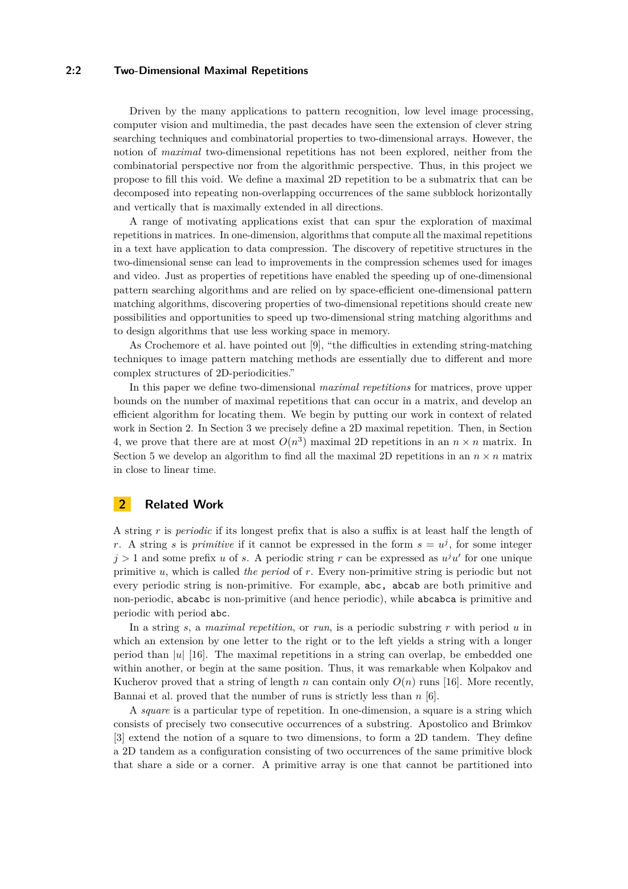Driven by the many applications to pattern recognition, low level image processing, computer vision and multimedia, the past decades have seen the extension of clever string searching techniques and combinatorial properties to two-dimensional arrays. However, the notion of *maximal* two-dimensional repetitions has not been explored, neither from the combinatorial perspective nor from the algorithmic perspective. Thus, in this project we propose to fill this void. We define a maximal 2D repetition to be a submatrix that can be decomposed into repeating non-overlapping occurrences of the same subblock horizontally and vertically that is maximally extended in all directions.

A range of motivating applications exist that can spur the exploration of maximal repetitions in matrices. In one-dimension, algorithms that compute all the maximal repetitions in a text have application to data compression. The discovery of repetitive structures in the two-dimensional sense can lead to improvements in the compression schemes used for images and video. Just as properties of repetitions have enabled the speeding up of one-dimensional pattern searching algorithms and are relied on by space-efficient one-dimensional pattern matching algorithms, discovering properties of two-dimensional repetitions should create new possibilities and opportunities to speed up two-dimensional string matching algorithms and to design algorithms that use less working space in memory.

As Crochemore et al. have pointed out [9], "the difficulties in extending string-matching techniques to image pattern matching methods are essentially due to different and more complex structures of 2D-periodicities."

In this paper we define two-dimensional *maximal repetitions* for matrices, prove upper bounds on the number of maximal repetitions that can occur in a matrix, and develop an efficient algorithm for locating them. We begin by putting our work in context of related work in Section 2. In Section 3 we precisely define a 2D maximal repetition. Then, in Section 4, we prove that there are at most $O(n^3)$ maximal 2D repetitions in an $n \times n$ matrix. In Section 5 we develop an algorithm to find all the maximal 2D repetitions in an $n \times n$ matrix in close to linear time.

## 2 Related Work

A string $r$ is *periodic* if its longest prefix that is also a suffix is at least half the length of $r$. A string $s$ is *primitive* if it cannot be expressed in the form $s = u^j$, for some integer $j > 1$ and some prefix $u$ of $s$. A periodic string $r$ can be expressed as $u^j u'$ for one unique primitive $u$, which is called *the period* of $r$. Every non-primitive string is periodic but not every periodic string is non-primitive. For example, `abc`, `abcab` are both primitive and non-periodic, `abcabc` is non-primitive (and hence periodic), while `abcabca` is primitive and periodic with period `abc`.

In a string $s$, a *maximal repetition*, or *run*, is a periodic substring $r$ with period $u$ in which an extension by one letter to the right or to the left yields a string with a longer period than $|u|$ [16]. The maximal repetitions in a string can overlap, be embedded one within another, or begin at the same position. Thus, it was remarkable when Kolpakov and Kucherov proved that a string of length $n$ can contain only $O(n)$ runs [16]. More recently, Bannai et al. proved that the number of runs is strictly less than $n$ [6].

A *square* is a particular type of repetition. In one-dimension, a square is a string which consists of precisely two consecutive occurrences of a substring. Apostolico and Brimkov [3] extend the notion of a square to two dimensions, to form a 2D tandem. They define a 2D tandem as a configuration consisting of two occurrences of the same primitive block that share a side or a corner. A primitive array is one that cannot be partitioned into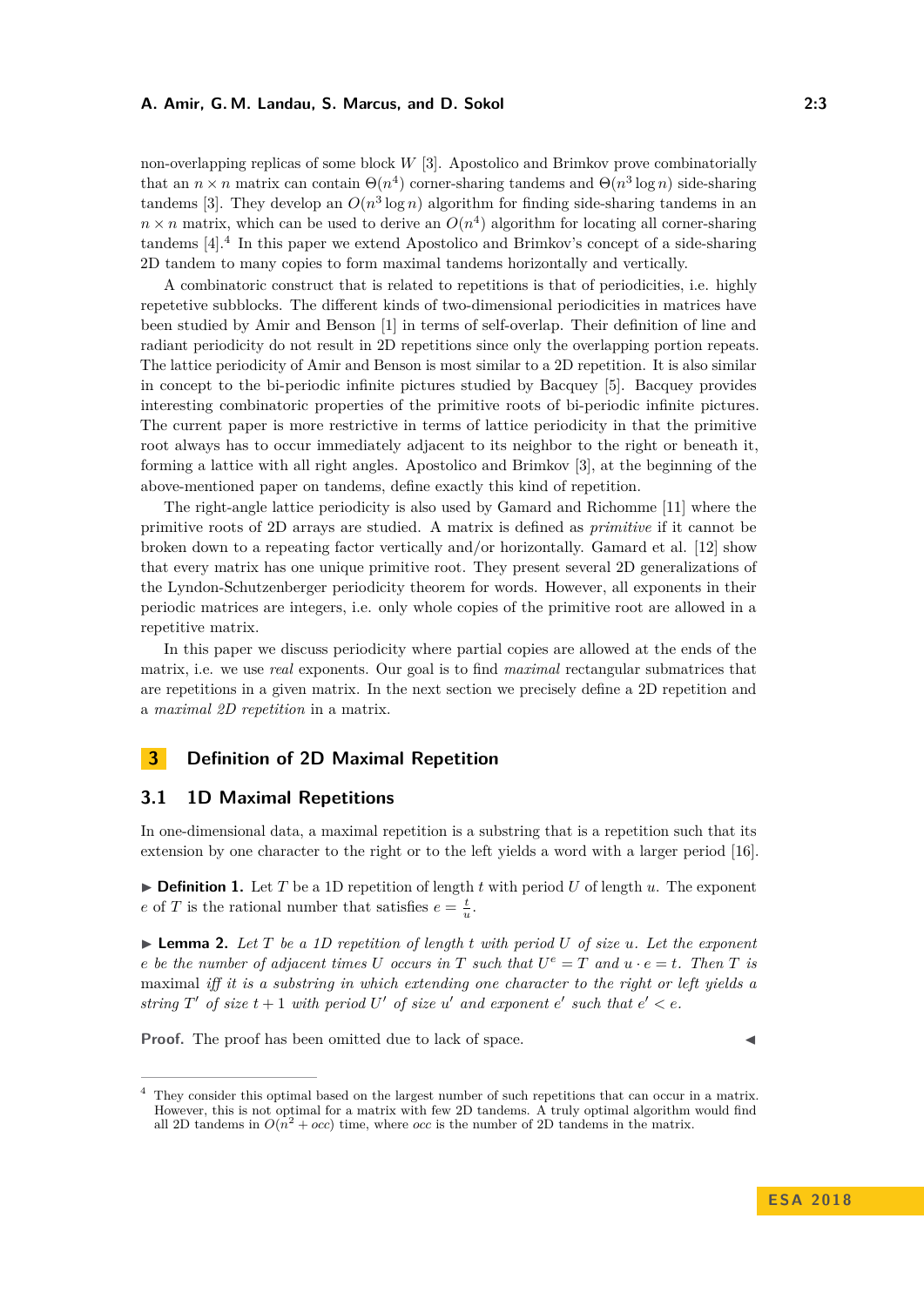non-overlapping replicas of some block $W$ [3]. Apostolico and Brimkov prove combinatorially that an $n \times n$ matrix can contain $\Theta(n^4)$ corner-sharing tandems and $\Theta(n^3 \log n)$ side-sharing tandems [3]. They develop an $O(n^3 \log n)$ algorithm for finding side-sharing tandems in an $n \times n$ matrix, which can be used to derive an $O(n^4)$ algorithm for locating all corner-sharing tandems [4].[4] In this paper we extend Apostolico and Brimkov's concept of a side-sharing 2D tandem to many copies to form maximal tandems horizontally and vertically.

A combinatoric construct that is related to repetitions is that of periodicities, i.e. highly repetetive subblocks. The different kinds of two-dimensional periodicities in matrices have been studied by Amir and Benson [1] in terms of self-overlap. Their definition of line and radiant periodicity do not result in 2D repetitions since only the overlapping portion repeats. The lattice periodicity of Amir and Benson is most similar to a 2D repetition. It is also similar in concept to the bi-periodic infinite pictures studied by Bacquey [5]. Bacquey provides interesting combinatoric properties of the primitive roots of bi-periodic infinite pictures. The current paper is more restrictive in terms of lattice periodicity in that the primitive root always has to occur immediately adjacent to its neighbor to the right or beneath it, forming a lattice with all right angles. Apostolico and Brimkov [3], at the beginning of the above-mentioned paper on tandems, define exactly this kind of repetition.

The right-angle lattice periodicity is also used by Gamard and Richomme [11] where the primitive roots of 2D arrays are studied. A matrix is defined as *primitive* if it cannot be broken down to a repeating factor vertically and/or horizontally. Gamard et al. [12] show that every matrix has one unique primitive root. They present several 2D generalizations of the Lyndon-Schutzenberger periodicity theorem for words. However, all exponents in their periodic matrices are integers, i.e. only whole copies of the primitive root are allowed in a repetitive matrix.

In this paper we discuss periodicity where partial copies are allowed at the ends of the matrix, i.e. we use *real* exponents. Our goal is to find *maximal* rectangular submatrices that are repetitions in a given matrix. In the next section we precisely define a 2D repetition and a *maximal 2D repetition* in a matrix.

## 3 Definition of 2D Maximal Repetition

### 3.1 1D Maximal Repetitions

In one-dimensional data, a maximal repetition is a substring that is a repetition such that its extension by one character to the right or to the left yields a word with a larger period [16].

▶ **Definition 1.** Let $T$ be a 1D repetition of length $t$ with period $U$ of length $u$. The exponent $e$ of $T$ is the rational number that satisfies $e = \frac{t}{u}$.

▶ **Lemma 2.** *Let $T$ be a 1D repetition of length $t$ with period $U$ of size $u$. Let the exponent $e$ be the number of adjacent times $U$ occurs in $T$ such that $U^e = T$ and $u \cdot e = t$. Then $T$ is* maximal *iff it is a substring in which extending one character to the right or left yields a string $T'$ of size $t + 1$ with period $U'$ of size $u'$ and exponent $e'$ such that $e' < e$.*

**Proof.** The proof has been omitted due to lack of space. ◀

[4] They consider this optimal based on the largest number of such repetitions that can occur in a matrix. However, this is not optimal for a matrix with few 2D tandems. A truly optimal algorithm would find all 2D tandems in $O(n^2 + occ)$ time, where $occ$ is the number of 2D tandems in the matrix.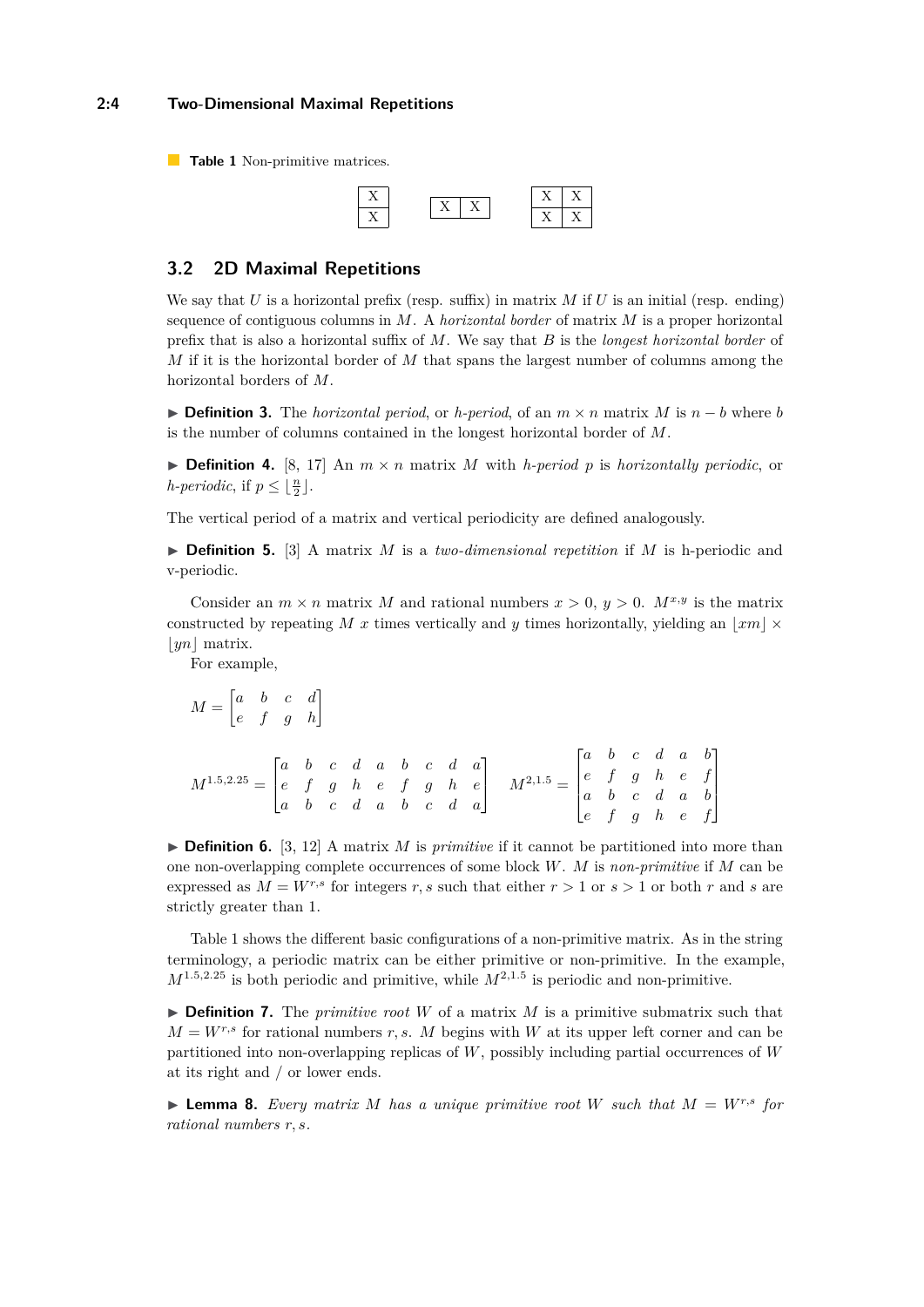**Table 1** Non-primitive matrices.

| X |
|---|
| X |

| X | X |
|---|---|

| X | X |
|---|---|
| X | X |

## 3.2 2D Maximal Repetitions

We say that $U$ is a horizontal prefix (resp. suffix) in matrix $M$ if $U$ is an initial (resp. ending) sequence of contiguous columns in $M$. A *horizontal border* of matrix $M$ is a proper horizontal prefix that is also a horizontal suffix of $M$. We say that $B$ is the *longest horizontal border* of $M$ if it is the horizontal border of $M$ that spans the largest number of columns among the horizontal borders of $M$.

▶ **Definition 3.** The *horizontal period*, or *h-period*, of an $m \times n$ matrix $M$ is $n - b$ where $b$ is the number of columns contained in the longest horizontal border of $M$.

▶ **Definition 4.** [8, 17] An $m \times n$ matrix $M$ with *h-period* $p$ is *horizontally periodic*, or *h-periodic*, if $p \leq \lfloor \frac{n}{2} \rfloor$.

The vertical period of a matrix and vertical periodicity are defined analogously.

▶ **Definition 5.** [3] A matrix $M$ is a *two-dimensional repetition* if $M$ is h-periodic and v-periodic.

Consider an $m \times n$ matrix $M$ and rational numbers $x > 0$, $y > 0$. $M^{x,y}$ is the matrix constructed by repeating $M$ $x$ times vertically and $y$ times horizontally, yielding an $\lfloor xm \rfloor \times \lfloor yn \rfloor$ matrix.

For example,

$$M = \begin{bmatrix} a & b & c & d \\ e & f & g & h \end{bmatrix}$$

$$M^{1.5,2.25} = \begin{bmatrix} a & b & c & d & a & b & c & d & a \\ e & f & g & h & e & f & g & h & e \\ a & b & c & d & a & b & c & d & a \end{bmatrix} \quad M^{2,1.5} = \begin{bmatrix} a & b & c & d & a & b \\ e & f & g & h & e & f \\ a & b & c & d & a & b \\ e & f & g & h & e & f \end{bmatrix}$$

▶ **Definition 6.** [3, 12] A matrix $M$ is *primitive* if it cannot be partitioned into more than one non-overlapping complete occurrences of some block $W$. $M$ is *non-primitive* if $M$ can be expressed as $M = W^{r,s}$ for integers $r, s$ such that either $r > 1$ or $s > 1$ or both $r$ and $s$ are strictly greater than 1.

Table 1 shows the different basic configurations of a non-primitive matrix. As in the string terminology, a periodic matrix can be either primitive or non-primitive. In the example, $M^{1.5,2.25}$ is both periodic and primitive, while $M^{2,1.5}$ is periodic and non-primitive.

▶ **Definition 7.** The *primitive root* $W$ of a matrix $M$ is a primitive submatrix such that $M = W^{r,s}$ for rational numbers $r, s$. $M$ begins with $W$ at its upper left corner and can be partitioned into non-overlapping replicas of $W$, possibly including partial occurrences of $W$ at its right and / or lower ends.

▶ **Lemma 8.** *Every matrix $M$ has a unique primitive root $W$ such that $M = W^{r,s}$ for rational numbers $r, s$.*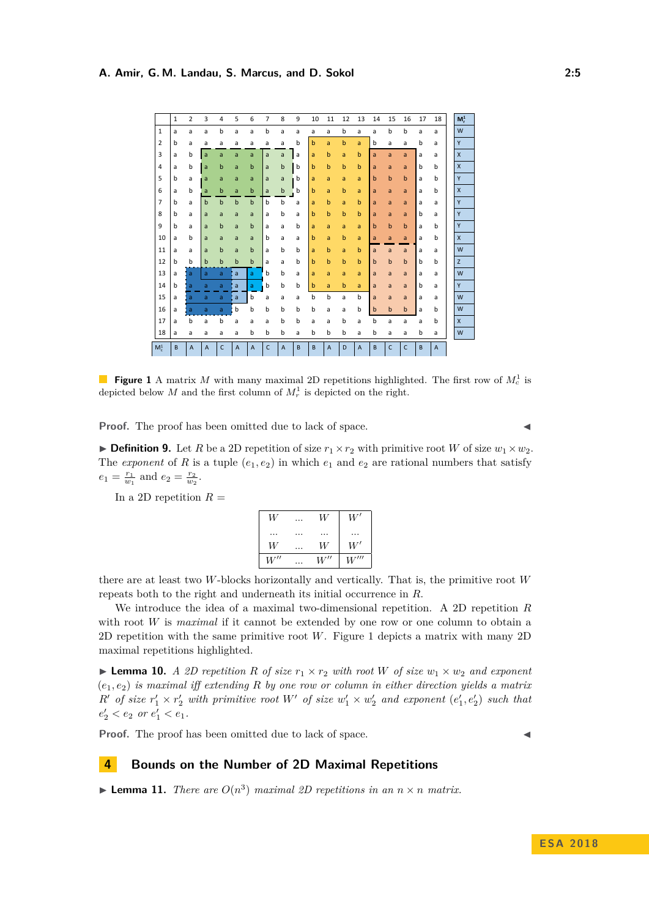|  | 1 | 2 | 3 | 4 | 5 | 6 | 7 | 8 | 9 | 10 | 11 | 12 | 13 | 14 | 15 | 16 | 17 | 18 | $M_r^1$ |
|---|---|---|---|---|---|---|---|---|---|---|---|---|---|---|---|---|---|---|---|
| 1 | a | a | a | b | a | a | b | a | a | a | a | b | a | a | b | b | a | a | W |
| 2 | b | a | a | a | a | a | a | a | b | b | a | b | a | b | a | a | b | a | Y |
| 3 | a | b | a | a | a | a | a | a | a | a | b | a | b | a | a | a | a | a | X |
| 4 | a | b | a | b | a | b | a | b | b | b | b | b | b | a | a | a | b | b | X |
| 5 | b | a | a | a | a | a | a | a | b | a | a | a | a | b | b | b | a | b | Y |
| 6 | a | b | a | b | a | b | a | b | b | b | a | b | a | a | a | a | a | b | X |
| 7 | b | a | b | b | b | b | b | b | a | a | b | a | b | a | a | a | a | a | Y |
| 8 | b | a | a | a | a | a | a | b | a | b | b | b | b | a | a | a | b | a | Y |
| 9 | b | a | a | b | a | b | a | a | b | a | a | a | a | b | b | b | a | b | Y |
| 10 | a | b | a | a | a | a | b | a | a | b | a | b | a | a | a | a | a | b | X |
| 11 | a | a | a | b | a | b | a | b | b | a | b | a | b | a | a | a | a | a | W |
| 12 | b | b | b | b | b | b | a | a | b | b | b | b | b | b | b | b | b | b | Z |
| 13 | a | a | a | a | a | a | b | b | a | a | a | a | a | a | a | a | a | a | W |
| 14 | b | a | a | a | a | a | b | b | b | b | a | b | a | a | a | a | b | a | Y |
| 15 | a | a | a | a | a | b | a | a | a | b | b | a | b | a | a | a | a | a | W |
| 16 | a | a | a | a | b | b | b | b | b | b | a | a | b | b | b | b | a | b | W |
| 17 | a | b | a | b | a | a | a | b | b | a | a | b | a | b | a | a | a | b | X |
| 18 | a | a | a | a | a | b | b | b | a | b | b | b | a | b | a | a | b | a | W |
| $M_c^1$ | B | A | A | C | A | A | C | A | B | B | A | D | A | B | C | C | B | A |  |

**Figure 1** A matrix $M$ with many maximal 2D repetitions highlighted. The first row of $M_c^1$ is depicted below $M$ and the first column of $M_r^1$ is depicted on the right.

**Proof.** The proof has been omitted due to lack of space. ◀

▶ **Definition 9.** Let $R$ be a 2D repetition of size $r_1 \times r_2$ with primitive root $W$ of size $w_1 \times w_2$. The *exponent* of $R$ is a tuple $(e_1, e_2)$ in which $e_1$ and $e_2$ are rational numbers that satisfy $e_1 = \frac{r_1}{w_1}$ and $e_2 = \frac{r_2}{w_2}$.

In a 2D repetition $R =$

| $W$ | ... | $W$ | $W'$ |
|---|---|---|---|
| ... | ... | ... | ... |
| $W$ | ... | $W$ | $W'$ |
| $W''$ | ... | $W''$ | $W'''$ |

there are at least two $W$-blocks horizontally and vertically. That is, the primitive root $W$ repeats both to the right and underneath its initial occurrence in $R$.

We introduce the idea of a maximal two-dimensional repetition. A 2D repetition $R$ with root $W$ is *maximal* if it cannot be extended by one row or one column to obtain a 2D repetition with the same primitive root $W$. Figure 1 depicts a matrix with many 2D maximal repetitions highlighted.

▶ **Lemma 10.** *A 2D repetition $R$ of size $r_1 \times r_2$ with root $W$ of size $w_1 \times w_2$ and exponent $(e_1, e_2)$ is maximal iff extending $R$ by one row or column in either direction yields a matrix $R'$ of size $r'_1 \times r'_2$ with primitive root $W'$ of size $w'_1 \times w'_2$ and exponent $(e'_1, e'_2)$ such that $e'_2 < e_2$ or $e'_1 < e_1$.*

**Proof.** The proof has been omitted due to lack of space. ◀

## 4 Bounds on the Number of 2D Maximal Repetitions

▶ **Lemma 11.** *There are $O(n^3)$ maximal 2D repetitions in an $n \times n$ matrix.*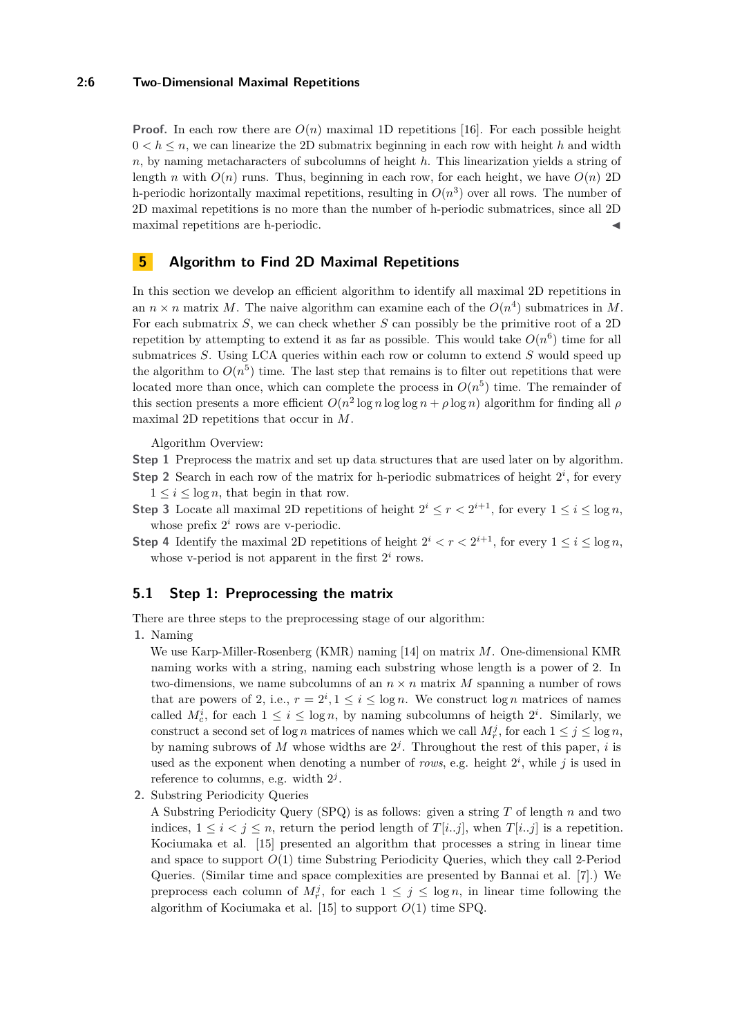**Proof.** In each row there are $O(n)$ maximal 1D repetitions [16]. For each possible height $0 < h \leq n$, we can linearize the 2D submatrix beginning in each row with height $h$ and width $n$, by naming metacharacters of subcolumns of height $h$. This linearization yields a string of length $n$ with $O(n)$ runs. Thus, beginning in each row, for each height, we have $O(n)$ 2D h-periodic horizontally maximal repetitions, resulting in $O(n^3)$ over all rows. The number of 2D maximal repetitions is no more than the number of h-periodic submatrices, since all 2D maximal repetitions are h-periodic. ◀

## 5 Algorithm to Find 2D Maximal Repetitions

In this section we develop an efficient algorithm to identify all maximal 2D repetitions in an $n \times n$ matrix $M$. The naive algorithm can examine each of the $O(n^4)$ submatrices in $M$. For each submatrix $S$, we can check whether $S$ can possibly be the primitive root of a 2D repetition by attempting to extend it as far as possible. This would take $O(n^6)$ time for all submatrices $S$. Using LCA queries within each row or column to extend $S$ would speed up the algorithm to $O(n^5)$ time. The last step that remains is to filter out repetitions that were located more than once, which can complete the process in $O(n^5)$ time. The remainder of this section presents a more efficient $O(n^2 \log n \log \log n + \rho \log n)$ algorithm for finding all $\rho$ maximal 2D repetitions that occur in $M$.

Algorithm Overview:

**Step 1** Preprocess the matrix and set up data structures that are used later on by algorithm.

**Step 2** Search in each row of the matrix for h-periodic submatrices of height $2^i$, for every $1 \leq i \leq \log n$, that begin in that row.

**Step 3** Locate all maximal 2D repetitions of height $2^i \leq r < 2^{i+1}$, for every $1 \leq i \leq \log n$, whose prefix $2^i$ rows are v-periodic.

**Step 4** Identify the maximal 2D repetitions of height $2^i < r < 2^{i+1}$, for every $1 \leq i \leq \log n$, whose v-period is not apparent in the first $2^i$ rows.

### 5.1 Step 1: Preprocessing the matrix

There are three steps to the preprocessing stage of our algorithm:

1. Naming

   We use Karp-Miller-Rosenberg (KMR) naming [14] on matrix $M$. One-dimensional KMR naming works with a string, naming each substring whose length is a power of 2. In two-dimensions, we name subcolumns of an $n \times n$ matrix $M$ spanning a number of rows that are powers of 2, i.e., $r = 2^i, 1 \leq i \leq \log n$. We construct $\log n$ matrices of names called $M_c^i$, for each $1 \leq i \leq \log n$, by naming subcolumns of heigth $2^i$. Similarly, we construct a second set of $\log n$ matrices of names which we call $M_r^j$, for each $1 \leq j \leq \log n$, by naming subrows of $M$ whose widths are $2^j$. Throughout the rest of this paper, $i$ is used as the exponent when denoting a number of *rows*, e.g. height $2^i$, while $j$ is used in reference to columns, e.g. width $2^j$.

2. Substring Periodicity Queries

   A Substring Periodicity Query (SPQ) is as follows: given a string $T$ of length $n$ and two indices, $1 \leq i < j \leq n$, return the period length of $T[i..j]$, when $T[i..j]$ is a repetition. Kociumaka et al. [15] presented an algorithm that processes a string in linear time and space to support $O(1)$ time Substring Periodicity Queries, which they call 2-Period Queries. (Similar time and space complexities are presented by Bannai et al. [7].) We preprocess each column of $M_r^j$, for each $1 \leq j \leq \log n$, in linear time following the algorithm of Kociumaka et al. [15] to support $O(1)$ time SPQ.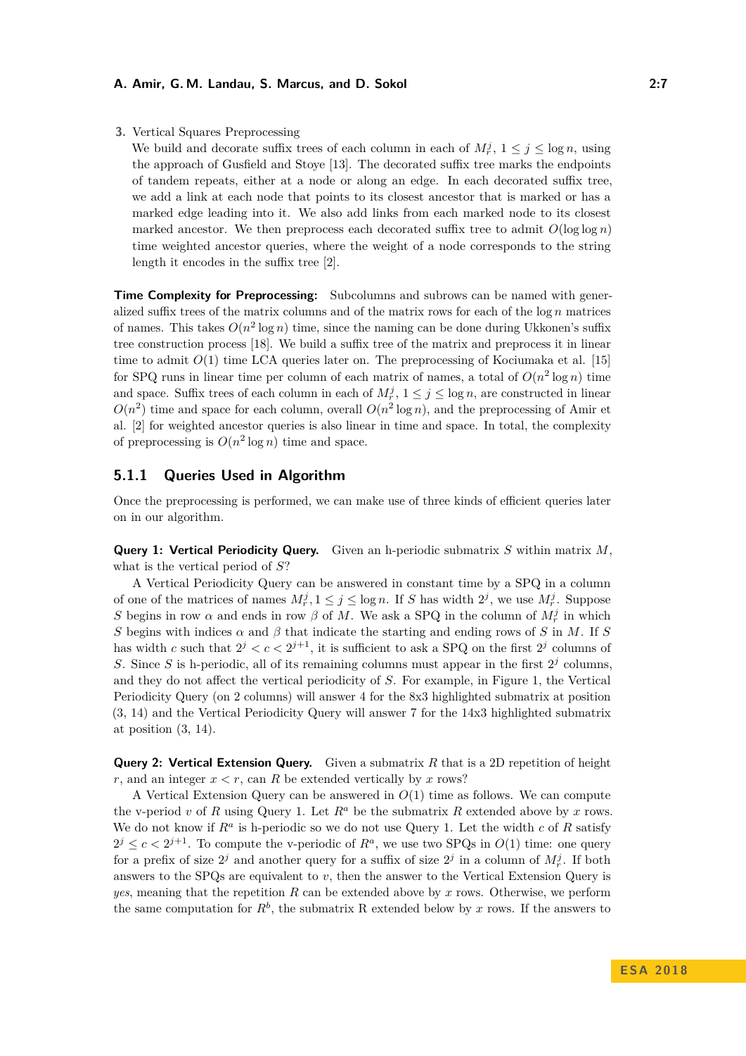3. Vertical Squares Preprocessing
   We build and decorate suffix trees of each column in each of $M_r^j$, $1 \le j \le \log n$, using the approach of Gusfield and Stoye [13]. The decorated suffix tree marks the endpoints of tandem repeats, either at a node or along an edge. In each decorated suffix tree, we add a link at each node that points to its closest ancestor that is marked or has a marked edge leading into it. We also add links from each marked node to its closest marked ancestor. We then preprocess each decorated suffix tree to admit $O(\log \log n)$ time weighted ancestor queries, where the weight of a node corresponds to the string length it encodes in the suffix tree [2].

**Time Complexity for Preprocessing:** Subcolumns and subrows can be named with generalized suffix trees of the matrix columns and of the matrix rows for each of the $\log n$ matrices of names. This takes $O(n^2 \log n)$ time, since the naming can be done during Ukkonen's suffix tree construction process [18]. We build a suffix tree of the matrix and preprocess it in linear time to admit $O(1)$ time LCA queries later on. The preprocessing of Kociumaka et al. [15] for SPQ runs in linear time per column of each matrix of names, a total of $O(n^2 \log n)$ time and space. Suffix trees of each column in each of $M_r^j$, $1 \le j \le \log n$, are constructed in linear $O(n^2)$ time and space for each column, overall $O(n^2 \log n)$, and the preprocessing of Amir et al. [2] for weighted ancestor queries is also linear in time and space. In total, the complexity of preprocessing is $O(n^2 \log n)$ time and space.

### 5.1.1 Queries Used in Algorithm

Once the preprocessing is performed, we can make use of three kinds of efficient queries later on in our algorithm.

**Query 1: Vertical Periodicity Query.** Given an h-periodic submatrix $S$ within matrix $M$, what is the vertical period of $S$?

A Vertical Periodicity Query can be answered in constant time by a SPQ in a column of one of the matrices of names $M_r^j, 1 \le j \le \log n$. If $S$ has width $2^j$, we use $M_r^j$. Suppose $S$ begins in row $\alpha$ and ends in row $\beta$ of $M$. We ask a SPQ in the column of $M_r^j$ in which $S$ begins with indices $\alpha$ and $\beta$ that indicate the starting and ending rows of $S$ in $M$. If $S$ has width $c$ such that $2^j < c < 2^{j+1}$, it is sufficient to ask a SPQ on the first $2^j$ columns of $S$. Since $S$ is h-periodic, all of its remaining columns must appear in the first $2^j$ columns, and they do not affect the vertical periodicity of $S$. For example, in Figure 1, the Vertical Periodicity Query (on 2 columns) will answer 4 for the 8x3 highlighted submatrix at position (3, 14) and the Vertical Periodicity Query will answer 7 for the 14x3 highlighted submatrix at position (3, 14).

**Query 2: Vertical Extension Query.** Given a submatrix $R$ that is a 2D repetition of height $r$, and an integer $x < r$, can $R$ be extended vertically by $x$ rows?

A Vertical Extension Query can be answered in $O(1)$ time as follows. We can compute the v-period $v$ of $R$ using Query 1. Let $R^a$ be the submatrix $R$ extended above by $x$ rows. We do not know if $R^a$ is h-periodic so we do not use Query 1. Let the width $c$ of $R$ satisfy $2^j \le c < 2^{j+1}$. To compute the v-periodic of $R^a$, we use two SPQs in $O(1)$ time: one query for a prefix of size $2^j$ and another query for a suffix of size $2^j$ in a column of $M_r^j$. If both answers to the SPQs are equivalent to $v$, then the answer to the Vertical Extension Query is *yes*, meaning that the repetition $R$ can be extended above by $x$ rows. Otherwise, we perform the same computation for $R^b$, the submatrix R extended below by $x$ rows. If the answers to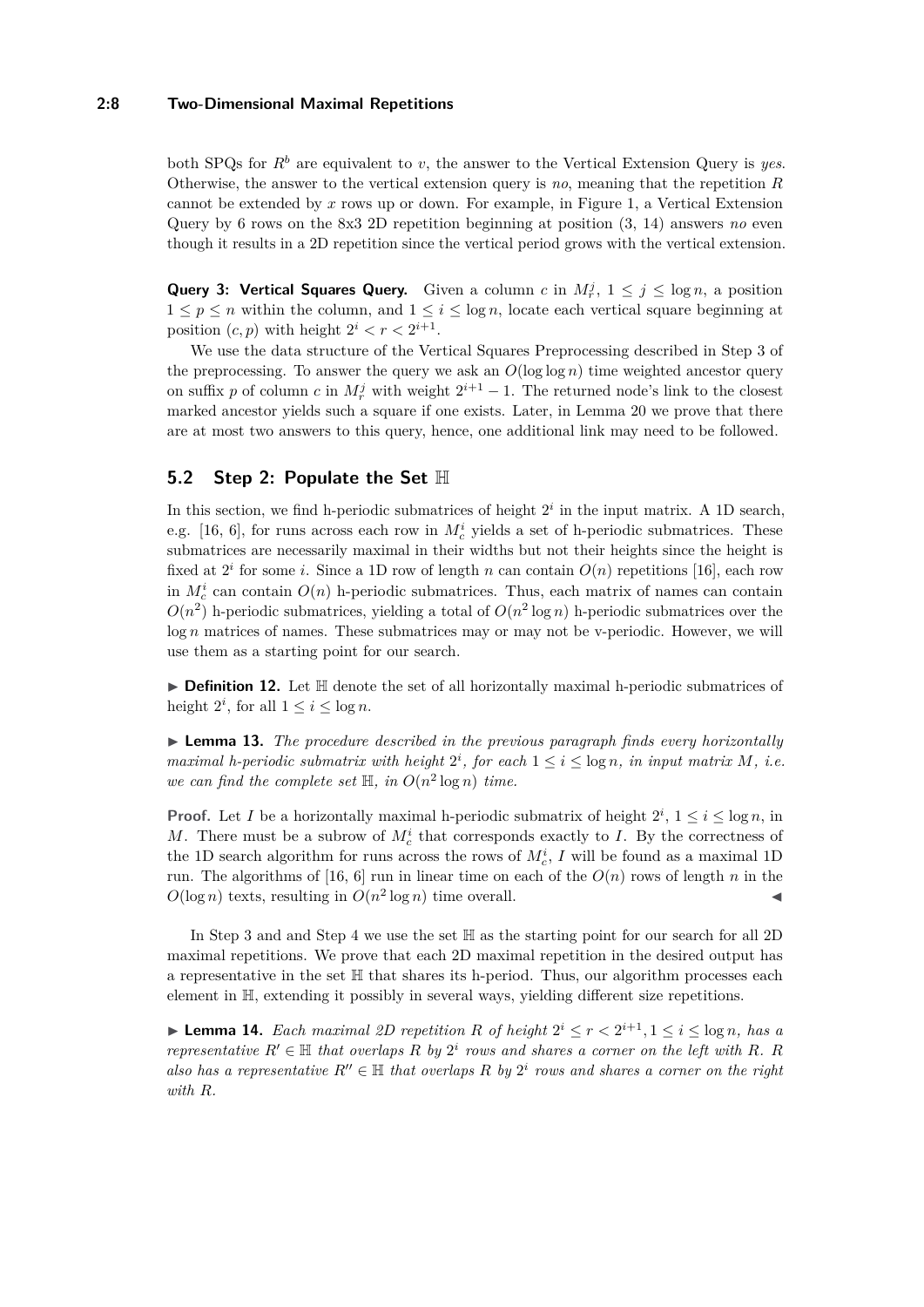both SPQs for $R^b$ are equivalent to $v$, the answer to the Vertical Extension Query is *yes*. Otherwise, the answer to the vertical extension query is *no*, meaning that the repetition $R$ cannot be extended by $x$ rows up or down. For example, in Figure 1, a Vertical Extension Query by 6 rows on the 8x3 2D repetition beginning at position (3, 14) answers *no* even though it results in a 2D repetition since the vertical period grows with the vertical extension.

**Query 3: Vertical Squares Query.** Given a column $c$ in $M_r^j$, $1 \leq j \leq \log n$, a position $1 \leq p \leq n$ within the column, and $1 \leq i \leq \log n$, locate each vertical square beginning at position $(c, p)$ with height $2^i < r < 2^{i+1}$.

We use the data structure of the Vertical Squares Preprocessing described in Step 3 of the preprocessing. To answer the query we ask an $O(\log \log n)$ time weighted ancestor query on suffix $p$ of column $c$ in $M_r^j$ with weight $2^{i+1} - 1$. The returned node's link to the closest marked ancestor yields such a square if one exists. Later, in Lemma 20 we prove that there are at most two answers to this query, hence, one additional link may need to be followed.

## 5.2 Step 2: Populate the Set $\mathbb{H}$

In this section, we find h-periodic submatrices of height $2^i$ in the input matrix. A 1D search, e.g. [16, 6], for runs across each row in $M_c^i$ yields a set of h-periodic submatrices. These submatrices are necessarily maximal in their widths but not their heights since the height is fixed at $2^i$ for some $i$. Since a 1D row of length $n$ can contain $O(n)$ repetitions [16], each row in $M_c^i$ can contain $O(n)$ h-periodic submatrices. Thus, each matrix of names can contain $O(n^2)$ h-periodic submatrices, yielding a total of $O(n^2 \log n)$ h-periodic submatrices over the $\log n$ matrices of names. These submatrices may or may not be v-periodic. However, we will use them as a starting point for our search.

▶ **Definition 12.** Let $\mathbb{H}$ denote the set of all horizontally maximal h-periodic submatrices of height $2^i$, for all $1 \leq i \leq \log n$.

▶ **Lemma 13.** *The procedure described in the previous paragraph finds every horizontally maximal h-periodic submatrix with height* $2^i$*, for each* $1 \leq i \leq \log n$*, in input matrix* $M$*, i.e. we can find the complete set* $\mathbb{H}$*, in* $O(n^2 \log n)$ *time.*

**Proof.** Let $I$ be a horizontally maximal h-periodic submatrix of height $2^i$, $1 \leq i \leq \log n$, in $M$. There must be a subrow of $M_c^i$ that corresponds exactly to $I$. By the correctness of the 1D search algorithm for runs across the rows of $M_c^i$, $I$ will be found as a maximal 1D run. The algorithms of [16, 6] run in linear time on each of the $O(n)$ rows of length $n$ in the $O(\log n)$ texts, resulting in $O(n^2 \log n)$ time overall. ◀

In Step 3 and and Step 4 we use the set $\mathbb{H}$ as the starting point for our search for all 2D maximal repetitions. We prove that each 2D maximal repetition in the desired output has a representative in the set $\mathbb{H}$ that shares its h-period. Thus, our algorithm processes each element in $\mathbb{H}$, extending it possibly in several ways, yielding different size repetitions.

▶ **Lemma 14.** *Each maximal 2D repetition* $R$ *of height* $2^i \leq r < 2^{i+1}, 1 \leq i \leq \log n$*, has a representative* $R' \in \mathbb{H}$ *that overlaps* $R$ *by* $2^i$ *rows and shares a corner on the left with* $R$*.* $R$ *also has a representative* $R'' \in \mathbb{H}$ *that overlaps* $R$ *by* $2^i$ *rows and shares a corner on the right with* $R$*.*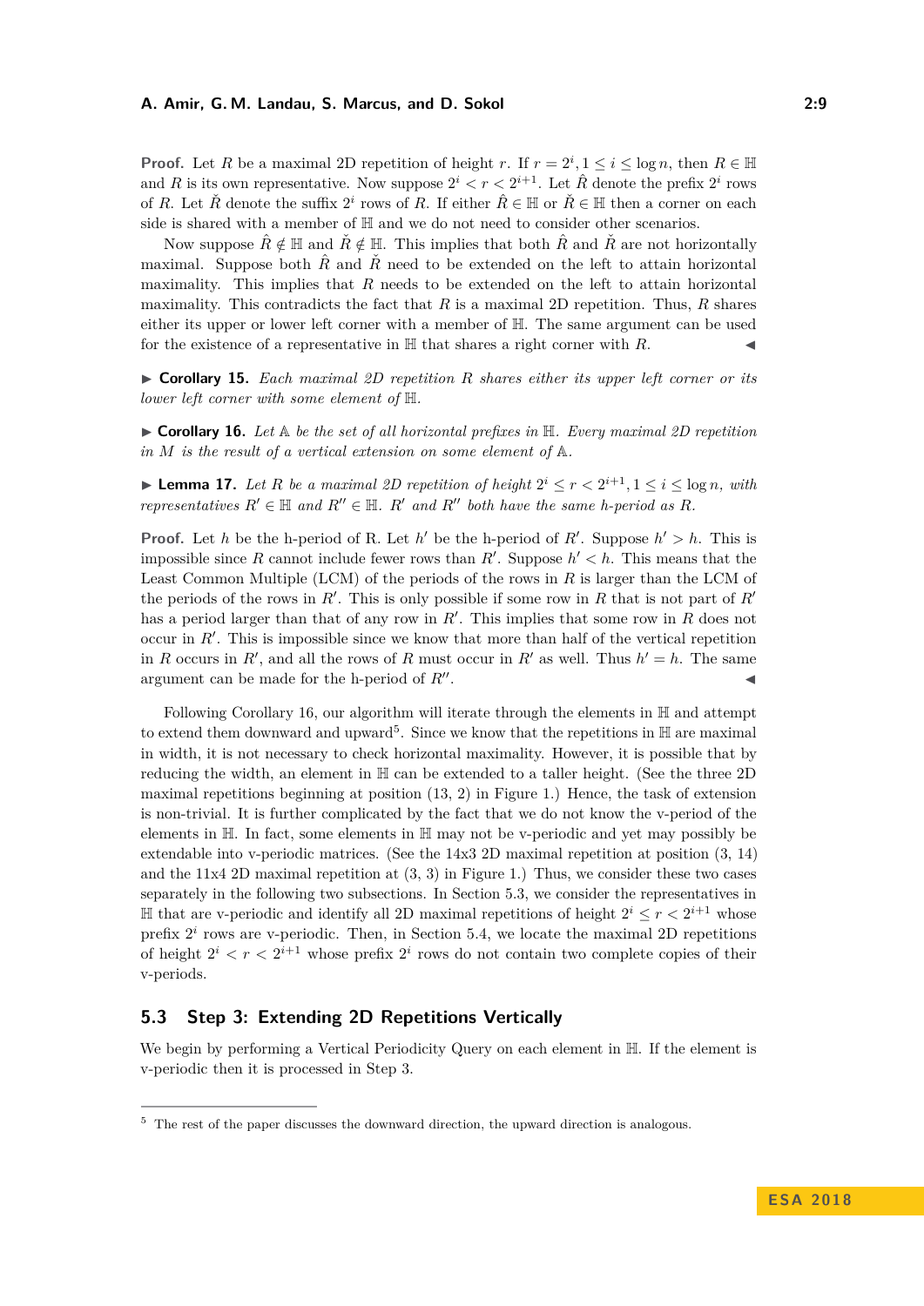**Proof.** Let $R$ be a maximal 2D repetition of height $r$. If $r = 2^i, 1 \leq i \leq \log n$, then $R \in \mathbb{H}$ and $R$ is its own representative. Now suppose $2^i < r < 2^{i+1}$. Let $\hat{R}$ denote the prefix $2^i$ rows of $R$. Let $\check{R}$ denote the suffix $2^i$ rows of $R$. If either $\hat{R} \in \mathbb{H}$ or $\check{R} \in \mathbb{H}$ then a corner on each side is shared with a member of $\mathbb{H}$ and we do not need to consider other scenarios.

Now suppose $\hat{R} \notin \mathbb{H}$ and $\check{R} \notin \mathbb{H}$. This implies that both $\hat{R}$ and $\check{R}$ are not horizontally maximal. Suppose both $\hat{R}$ and $\check{R}$ need to be extended on the left to attain horizontal maximality. This implies that $R$ needs to be extended on the left to attain horizontal maximality. This contradicts the fact that $R$ is a maximal 2D repetition. Thus, $R$ shares either its upper or lower left corner with a member of $\mathbb{H}$. The same argument can be used for the existence of a representative in $\mathbb{H}$ that shares a right corner with $R$. ◀

▶ **Corollary 15.** *Each maximal 2D repetition $R$ shares either its upper left corner or its lower left corner with some element of $\mathbb{H}$.*

▶ **Corollary 16.** *Let $\mathbb{A}$ be the set of all horizontal prefixes in $\mathbb{H}$. Every maximal 2D repetition in $M$ is the result of a vertical extension on some element of $\mathbb{A}$.*

▶ **Lemma 17.** *Let $R$ be a maximal 2D repetition of height $2^i \leq r < 2^{i+1}, 1 \leq i \leq \log n$, with representatives $R' \in \mathbb{H}$ and $R'' \in \mathbb{H}$. $R'$ and $R''$ both have the same h-period as $R$.*

**Proof.** Let $h$ be the h-period of R. Let $h'$ be the h-period of $R'$. Suppose $h' > h$. This is impossible since $R$ cannot include fewer rows than $R'$. Suppose $h' < h$. This means that the Least Common Multiple (LCM) of the periods of the rows in $R$ is larger than the LCM of the periods of the rows in $R'$. This is only possible if some row in $R$ that is not part of $R'$ has a period larger than that of any row in $R'$. This implies that some row in $R$ does not occur in $R'$. This is impossible since we know that more than half of the vertical repetition in $R$ occurs in $R'$, and all the rows of $R$ must occur in $R'$ as well. Thus $h' = h$. The same argument can be made for the h-period of $R''$. ◀

Following Corollary 16, our algorithm will iterate through the elements in $\mathbb{H}$ and attempt to extend them downward and upward[5]. Since we know that the repetitions in $\mathbb{H}$ are maximal in width, it is not necessary to check horizontal maximality. However, it is possible that by reducing the width, an element in $\mathbb{H}$ can be extended to a taller height. (See the three 2D maximal repetitions beginning at position (13, 2) in Figure 1.) Hence, the task of extension is non-trivial. It is further complicated by the fact that we do not know the v-period of the elements in $\mathbb{H}$. In fact, some elements in $\mathbb{H}$ may not be v-periodic and yet may possibly be extendable into v-periodic matrices. (See the 14x3 2D maximal repetition at position (3, 14) and the 11x4 2D maximal repetition at (3, 3) in Figure 1.) Thus, we consider these two cases separately in the following two subsections. In Section 5.3, we consider the representatives in $\mathbb{H}$ that are v-periodic and identify all 2D maximal repetitions of height $2^i \leq r < 2^{i+1}$ whose prefix $2^i$ rows are v-periodic. Then, in Section 5.4, we locate the maximal 2D repetitions of height $2^i < r < 2^{i+1}$ whose prefix $2^i$ rows do not contain two complete copies of their v-periods.

## 5.3 Step 3: Extending 2D Repetitions Vertically

We begin by performing a Vertical Periodicity Query on each element in $\mathbb{H}$. If the element is v-periodic then it is processed in Step 3.

[5] The rest of the paper discusses the downward direction, the upward direction is analogous.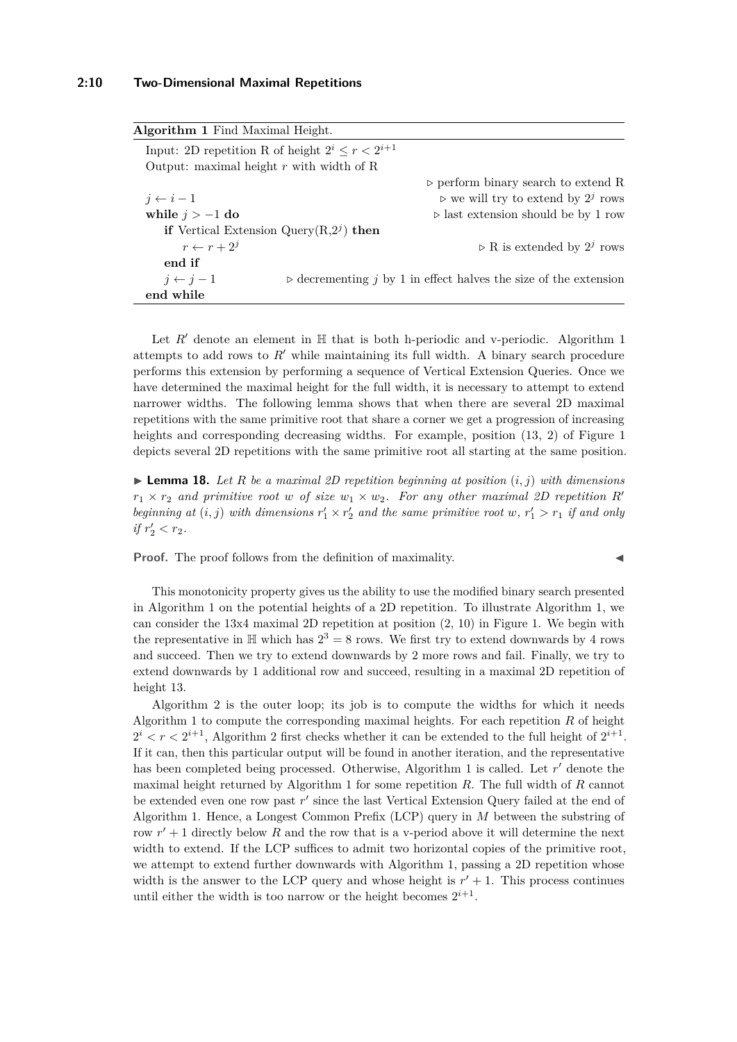**Algorithm 1** Find Maximal Height.

```
Input: 2D repetition R of height 2^i ≤ r < 2^(i+1)
Output: maximal height r with width of R
                                              ▷ perform binary search to extend R
j ← i − 1                                     ▷ we will try to extend by 2^j rows
while j > −1 do                               ▷ last extension should be by 1 row
    if Vertical Extension Query(R,2^j) then
        r ← r + 2^j                           ▷ R is extended by 2^j rows
    end if
    j ← j − 1        ▷ decrementing j by 1 in effect halves the size of the extension
end while
```

Let $R'$ denote an element in $\mathbb{H}$ that is both h-periodic and v-periodic. Algorithm 1 attempts to add rows to $R'$ while maintaining its full width. A binary search procedure performs this extension by performing a sequence of Vertical Extension Queries. Once we have determined the maximal height for the full width, it is necessary to attempt to extend narrower widths. The following lemma shows that when there are several 2D maximal repetitions with the same primitive root that share a corner we get a progression of increasing heights and corresponding decreasing widths. For example, position (13, 2) of Figure 1 depicts several 2D repetitions with the same primitive root all starting at the same position.

► **Lemma 18.** *Let $R$ be a maximal 2D repetition beginning at position $(i, j)$ with dimensions $r_1 \times r_2$ and primitive root $w$ of size $w_1 \times w_2$. For any other maximal 2D repetition $R'$ beginning at $(i, j)$ with dimensions $r'_1 \times r'_2$ and the same primitive root $w$, $r'_1 > r_1$ if and only if $r'_2 < r_2$.*

**Proof.** The proof follows from the definition of maximality. ◄

This monotonicity property gives us the ability to use the modified binary search presented in Algorithm 1 on the potential heights of a 2D repetition. To illustrate Algorithm 1, we can consider the 13x4 maximal 2D repetition at position (2, 10) in Figure 1. We begin with the representative in $\mathbb{H}$ which has $2^3 = 8$ rows. We first try to extend downwards by 4 rows and succeed. Then we try to extend downwards by 2 more rows and fail. Finally, we try to extend downwards by 1 additional row and succeed, resulting in a maximal 2D repetition of height 13.

Algorithm 2 is the outer loop; its job is to compute the widths for which it needs Algorithm 1 to compute the corresponding maximal heights. For each repetition $R$ of height $2^i < r < 2^{i+1}$, Algorithm 2 first checks whether it can be extended to the full height of $2^{i+1}$. If it can, then this particular output will be found in another iteration, and the representative has been completed being processed. Otherwise, Algorithm 1 is called. Let $r'$ denote the maximal height returned by Algorithm 1 for some repetition $R$. The full width of $R$ cannot be extended even one row past $r'$ since the last Vertical Extension Query failed at the end of Algorithm 1. Hence, a Longest Common Prefix (LCP) query in $M$ between the substring of row $r' + 1$ directly below $R$ and the row that is a v-period above it will determine the next width to extend. If the LCP suffices to admit two horizontal copies of the primitive root, we attempt to extend further downwards with Algorithm 1, passing a 2D repetition whose width is the answer to the LCP query and whose height is $r' + 1$. This process continues until either the width is too narrow or the height becomes $2^{i+1}$.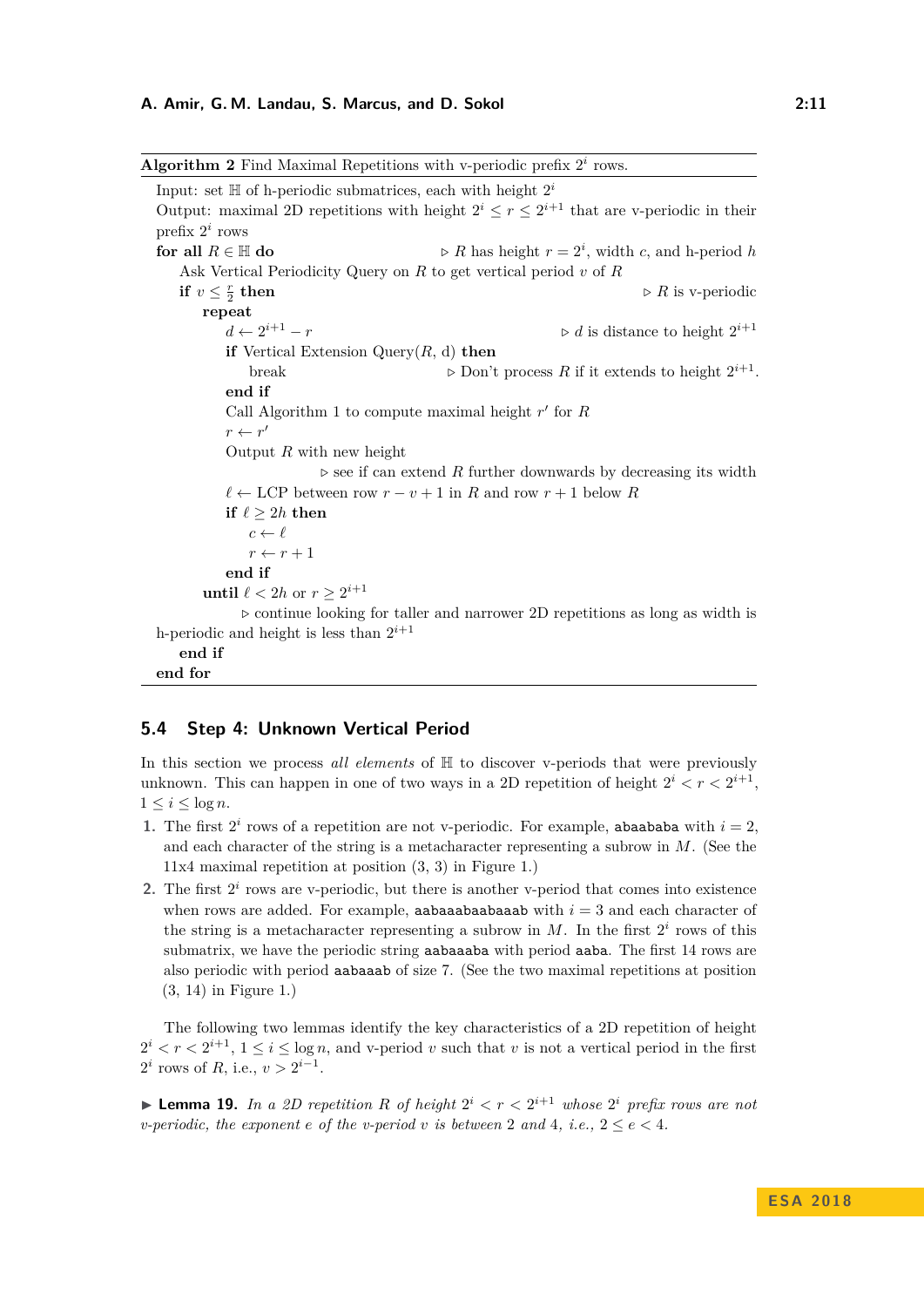**Algorithm 2** Find Maximal Repetitions with v-periodic prefix $2^i$ rows.

```
Input: set ℍ of h-periodic submatrices, each with height 2^i
Output: maximal 2D repetitions with height 2^i ≤ r ≤ 2^{i+1} that are v-periodic in their
prefix 2^i rows
for all R ∈ ℍ do                          ▷ R has height r = 2^i, width c, and h-period h
    Ask Vertical Periodicity Query on R to get vertical period v of R
    if v ≤ r/2 then                                                   ▷ R is v-periodic
        repeat
            d ← 2^{i+1} − r                                  ▷ d is distance to height 2^{i+1}
            if Vertical Extension Query(R, d) then
                break                    ▷ Don't process R if it extends to height 2^{i+1}.
            end if
            Call Algorithm 1 to compute maximal height r' for R
            r ← r'
            Output R with new height
                           ▷ see if can extend R further downwards by decreasing its width
            ℓ ← LCP between row r − v + 1 in R and row r + 1 below R
            if ℓ ≥ 2h then
                c ← ℓ
                r ← r + 1
            end if
        until ℓ < 2h or r ≥ 2^{i+1}
              ▷ continue looking for taller and narrower 2D repetitions as long as width is
h-periodic and height is less than 2^{i+1}
    end if
end for
```

## 5.4 Step 4: Unknown Vertical Period

In this section we process *all elements* of $\mathbb{H}$ to discover v-periods that were previously unknown. This can happen in one of two ways in a 2D repetition of height $2^i < r < 2^{i+1}$, $1 \leq i \leq \log n$.

1. The first $2^i$ rows of a repetition are not v-periodic. For example, abaababa with $i = 2$, and each character of the string is a metacharacter representing a subrow in $M$. (See the 11x4 maximal repetition at position (3, 3) in Figure 1.)
2. The first $2^i$ rows are v-periodic, but there is another v-period that comes into existence when rows are added. For example, aabaaabaabaaab with $i = 3$ and each character of the string is a metacharacter representing a subrow in $M$. In the first $2^i$ rows of this submatrix, we have the periodic string aabaaaba with period aaba. The first 14 rows are also periodic with period aabaaab of size 7. (See the two maximal repetitions at position (3, 14) in Figure 1.)

The following two lemmas identify the key characteristics of a 2D repetition of height $2^i < r < 2^{i+1}$, $1 \leq i \leq \log n$, and v-period $v$ such that $v$ is not a vertical period in the first $2^i$ rows of $R$, i.e., $v > 2^{i-1}$.

▶ **Lemma 19.** *In a 2D repetition $R$ of height $2^i < r < 2^{i+1}$ whose $2^i$ prefix rows are not v-periodic, the exponent $e$ of the v-period $v$ is between 2 and 4, i.e., $2 \leq e < 4$.*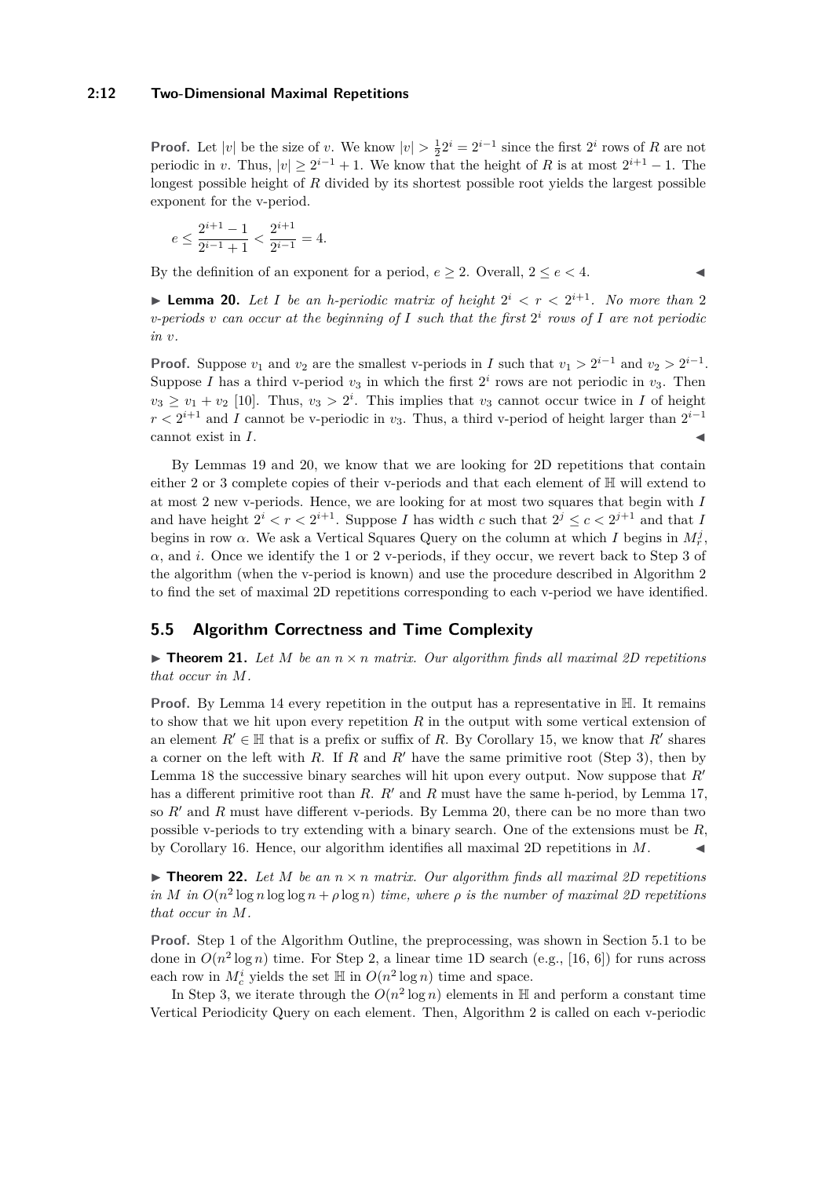**Proof.** Let $|v|$ be the size of $v$. We know $|v| > \frac{1}{2}2^i = 2^{i-1}$ since the first $2^i$ rows of $R$ are not periodic in $v$. Thus, $|v| \geq 2^{i-1} + 1$. We know that the height of $R$ is at most $2^{i+1} - 1$. The longest possible height of $R$ divided by its shortest possible root yields the largest possible exponent for the v-period.

$$e \leq \frac{2^{i+1} - 1}{2^{i-1} + 1} < \frac{2^{i+1}}{2^{i-1}} = 4.$$

By the definition of an exponent for a period, $e \geq 2$. Overall, $2 \leq e < 4$. ◀

▶ **Lemma 20.** *Let $I$ be an h-periodic matrix of height $2^i < r < 2^{i+1}$. No more than 2 v-periods $v$ can occur at the beginning of $I$ such that the first $2^i$ rows of $I$ are not periodic in $v$.*

**Proof.** Suppose $v_1$ and $v_2$ are the smallest v-periods in $I$ such that $v_1 > 2^{i-1}$ and $v_2 > 2^{i-1}$. Suppose $I$ has a third v-period $v_3$ in which the first $2^i$ rows are not periodic in $v_3$. Then $v_3 \geq v_1 + v_2$ [10]. Thus, $v_3 > 2^i$. This implies that $v_3$ cannot occur twice in $I$ of height $r < 2^{i+1}$ and $I$ cannot be v-periodic in $v_3$. Thus, a third v-period of height larger than $2^{i-1}$ cannot exist in $I$. ◀

By Lemmas 19 and 20, we know that we are looking for 2D repetitions that contain either 2 or 3 complete copies of their v-periods and that each element of $\mathbb{H}$ will extend to at most 2 new v-periods. Hence, we are looking for at most two squares that begin with $I$ and have height $2^i < r < 2^{i+1}$. Suppose $I$ has width $c$ such that $2^j \leq c < 2^{j+1}$ and that $I$ begins in row $\alpha$. We ask a Vertical Squares Query on the column at which $I$ begins in $M_r^j$, $\alpha$, and $i$. Once we identify the 1 or 2 v-periods, if they occur, we revert back to Step 3 of the algorithm (when the v-period is known) and use the procedure described in Algorithm 2 to find the set of maximal 2D repetitions corresponding to each v-period we have identified.

## 5.5 Algorithm Correctness and Time Complexity

▶ **Theorem 21.** *Let $M$ be an $n \times n$ matrix. Our algorithm finds all maximal 2D repetitions that occur in $M$.*

**Proof.** By Lemma 14 every repetition in the output has a representative in $\mathbb{H}$. It remains to show that we hit upon every repetition $R$ in the output with some vertical extension of an element $R' \in \mathbb{H}$ that is a prefix or suffix of $R$. By Corollary 15, we know that $R'$ shares a corner on the left with $R$. If $R$ and $R'$ have the same primitive root (Step 3), then by Lemma 18 the successive binary searches will hit upon every output. Now suppose that $R'$ has a different primitive root than $R$. $R'$ and $R$ must have the same h-period, by Lemma 17, so $R'$ and $R$ must have different v-periods. By Lemma 20, there can be no more than two possible v-periods to try extending with a binary search. One of the extensions must be $R$, by Corollary 16. Hence, our algorithm identifies all maximal 2D repetitions in $M$. ◀

▶ **Theorem 22.** *Let $M$ be an $n \times n$ matrix. Our algorithm finds all maximal 2D repetitions in $M$ in $O(n^2 \log n \log\log n + \rho \log n)$ time, where $\rho$ is the number of maximal 2D repetitions that occur in $M$.*

**Proof.** Step 1 of the Algorithm Outline, the preprocessing, was shown in Section 5.1 to be done in $O(n^2 \log n)$ time. For Step 2, a linear time 1D search (e.g., [16, 6]) for runs across each row in $M_c^i$ yields the set $\mathbb{H}$ in $O(n^2 \log n)$ time and space.

In Step 3, we iterate through the $O(n^2 \log n)$ elements in $\mathbb{H}$ and perform a constant time Vertical Periodicity Query on each element. Then, Algorithm 2 is called on each v-periodic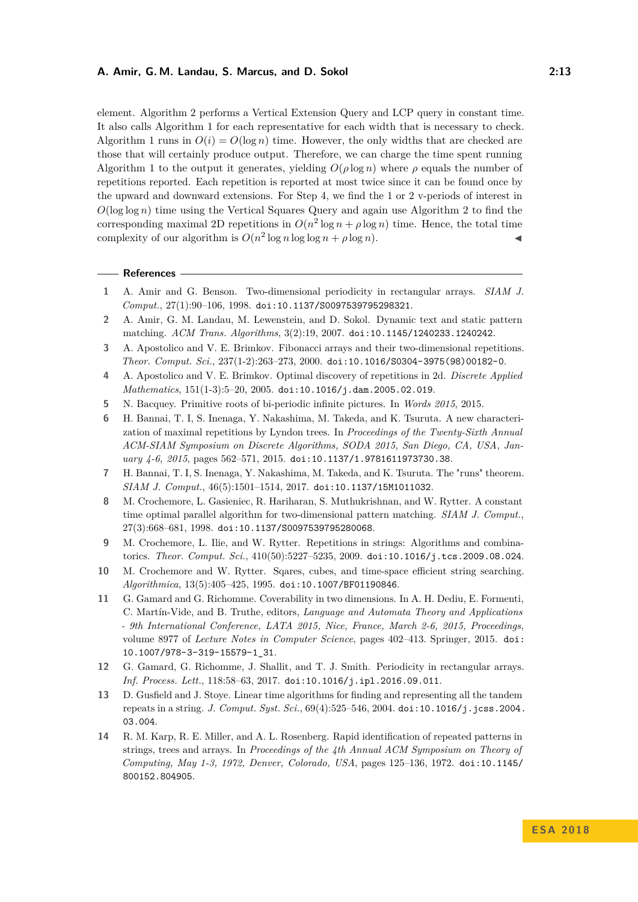element. Algorithm 2 performs a Vertical Extension Query and LCP query in constant time. It also calls Algorithm 1 for each representative for each width that is necessary to check. Algorithm 1 runs in $O(i) = O(\log n)$ time. However, the only widths that are checked are those that will certainly produce output. Therefore, we can charge the time spent running Algorithm 1 to the output it generates, yielding $O(\rho \log n)$ where $\rho$ equals the number of repetitions reported. Each repetition is reported at most twice since it can be found once by the upward and downward extensions. For Step 4, we find the 1 or 2 v-periods of interest in $O(\log \log n)$ time using the Vertical Squares Query and again use Algorithm 2 to find the corresponding maximal 2D repetitions in $O(n^2 \log n + \rho \log n)$ time. Hence, the total time complexity of our algorithm is $O(n^2 \log n \log \log n + \rho \log n)$. ◂

## References

1. A. Amir and G. Benson. Two-dimensional periodicity in rectangular arrays. *SIAM J. Comput.*, 27(1):90–106, 1998. doi:10.1137/S0097539795298321.
2. A. Amir, G. M. Landau, M. Lewenstein, and D. Sokol. Dynamic text and static pattern matching. *ACM Trans. Algorithms*, 3(2):19, 2007. doi:10.1145/1240233.1240242.
3. A. Apostolico and V. E. Brimkov. Fibonacci arrays and their two-dimensional repetitions. *Theor. Comput. Sci.*, 237(1-2):263–273, 2000. doi:10.1016/S0304-3975(98)00182-0.
4. A. Apostolico and V. E. Brimkov. Optimal discovery of repetitions in 2d. *Discrete Applied Mathematics*, 151(1-3):5–20, 2005. doi:10.1016/j.dam.2005.02.019.
5. N. Bacquey. Primitive roots of bi-periodic infinite pictures. In *Words 2015*, 2015.
6. H. Bannai, T. I, S. Inenaga, Y. Nakashima, M. Takeda, and K. Tsuruta. A new characterization of maximal repetitions by Lyndon trees. In *Proceedings of the Twenty-Sixth Annual ACM-SIAM Symposium on Discrete Algorithms, SODA 2015, San Diego, CA, USA, January 4-6, 2015*, pages 562–571, 2015. doi:10.1137/1.9781611973730.38.
7. H. Bannai, T. I, S. Inenaga, Y. Nakashima, M. Takeda, and K. Tsuruta. The "runs" theorem. *SIAM J. Comput.*, 46(5):1501–1514, 2017. doi:10.1137/15M1011032.
8. M. Crochemore, L. Gasieniec, R. Hariharan, S. Muthukrishnan, and W. Rytter. A constant time optimal parallel algorithm for two-dimensional pattern matching. *SIAM J. Comput.*, 27(3):668–681, 1998. doi:10.1137/S0097539795280068.
9. M. Crochemore, L. Ilie, and W. Rytter. Repetitions in strings: Algorithms and combinatorics. *Theor. Comput. Sci.*, 410(50):5227–5235, 2009. doi:10.1016/j.tcs.2009.08.024.
10. M. Crochemore and W. Rytter. Sqares, cubes, and time-space efficient string searching. *Algorithmica*, 13(5):405–425, 1995. doi:10.1007/BF01190846.
11. G. Gamard and G. Richomme. Coverability in two dimensions. In A. H. Dediu, E. Formenti, C. Martín-Vide, and B. Truthe, editors, *Language and Automata Theory and Applications - 9th International Conference, LATA 2015, Nice, France, March 2-6, 2015, Proceedings*, volume 8977 of *Lecture Notes in Computer Science*, pages 402–413. Springer, 2015. doi:10.1007/978-3-319-15579-1_31.
12. G. Gamard, G. Richomme, J. Shallit, and T. J. Smith. Periodicity in rectangular arrays. *Inf. Process. Lett.*, 118:58–63, 2017. doi:10.1016/j.ipl.2016.09.011.
13. D. Gusfield and J. Stoye. Linear time algorithms for finding and representing all the tandem repeats in a string. *J. Comput. Syst. Sci.*, 69(4):525–546, 2004. doi:10.1016/j.jcss.2004.03.004.
14. R. M. Karp, R. E. Miller, and A. L. Rosenberg. Rapid identification of repeated patterns in strings, trees and arrays. In *Proceedings of the 4th Annual ACM Symposium on Theory of Computing, May 1-3, 1972, Denver, Colorado, USA*, pages 125–136, 1972. doi:10.1145/800152.804905.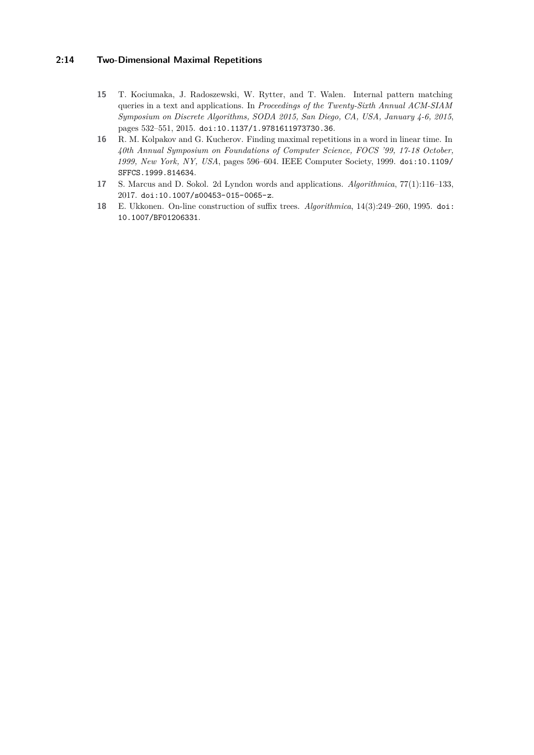15 T. Kociumaka, J. Radoszewski, W. Rytter, and T. Walen. Internal pattern matching queries in a text and applications. In *Proceedings of the Twenty-Sixth Annual ACM-SIAM Symposium on Discrete Algorithms, SODA 2015, San Diego, CA, USA, January 4-6, 2015*, pages 532–551, 2015. doi:10.1137/1.9781611973730.36.

16 R. M. Kolpakov and G. Kucherov. Finding maximal repetitions in a word in linear time. In *40th Annual Symposium on Foundations of Computer Science, FOCS '99, 17-18 October, 1999, New York, NY, USA*, pages 596–604. IEEE Computer Society, 1999. doi:10.1109/SFFCS.1999.814634.

17 S. Marcus and D. Sokol. 2d Lyndon words and applications. *Algorithmica*, 77(1):116–133, 2017. doi:10.1007/s00453-015-0065-z.

18 E. Ukkonen. On-line construction of suffix trees. *Algorithmica*, 14(3):249–260, 1995. doi:10.1007/BF01206331.